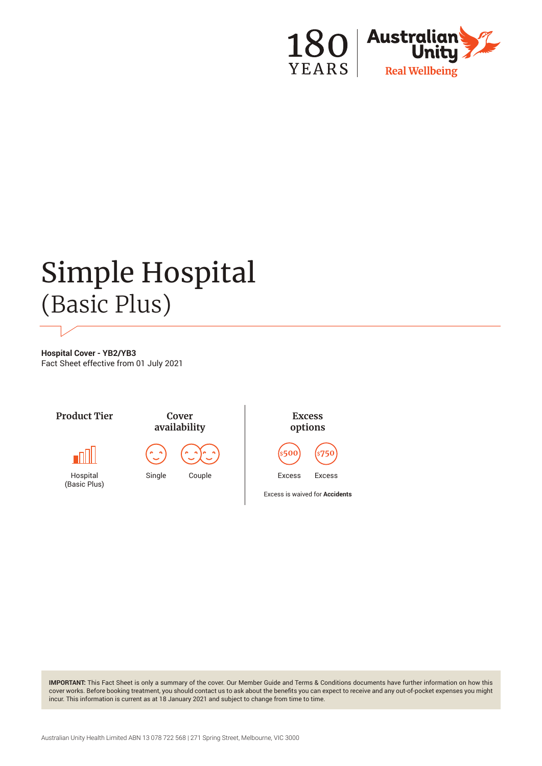180 YEARS | Australian Unity — Real Wellbeing

# Simple Hospital
## (Basic Plus)

**Hospital Cover - YB2/YB3**
Fact Sheet effective from 01 July 2021

**Product Tier**

Hospital (Basic Plus)

**Cover availability**

Single

Couple

**Excess options**

$500 Excess

$750 Excess

Excess is waived for **Accidents**

**IMPORTANT:** This Fact Sheet is only a summary of the cover. Our Member Guide and Terms & Conditions documents have further information on how this cover works. Before booking treatment, you should contact us to ask about the benefits you can expect to receive and any out-of-pocket expenses you might incur. This information is current as at 18 January 2021 and subject to change from time to time.

Australian Unity Health Limited ABN 13 078 722 568 | 271 Spring Street, Melbourne, VIC 3000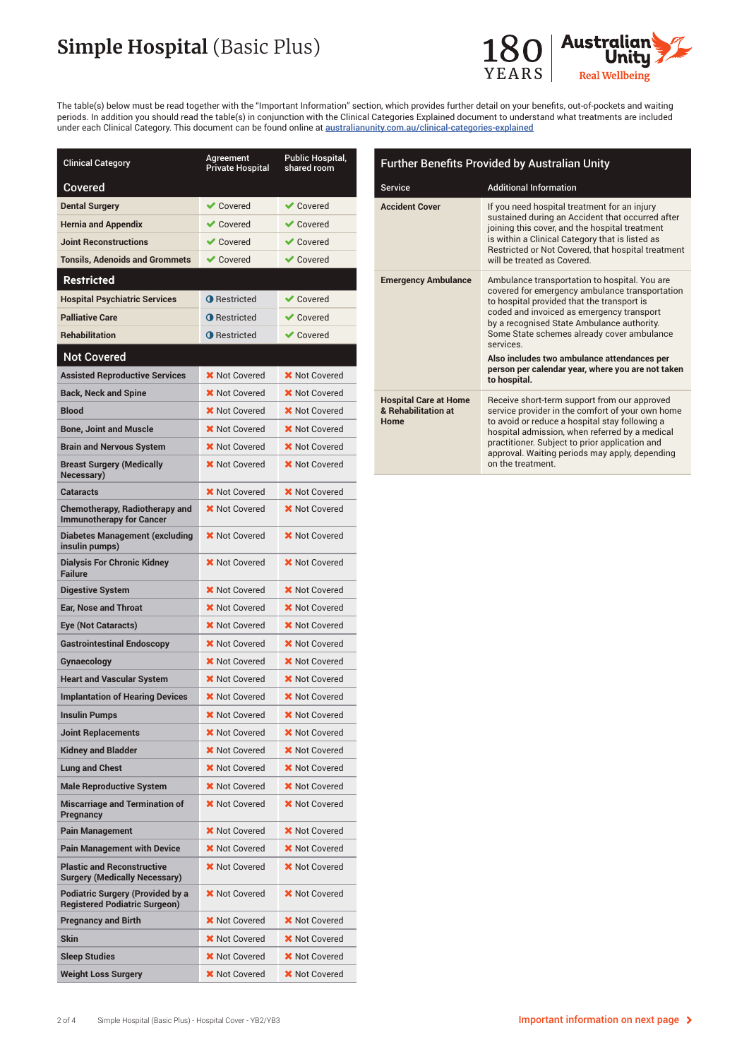# **Simple Hospital** (Basic Plus)

180 YEARS | Australian Unity | Real Wellbeing

The table(s) below must be read together with the "Important Information" section, which provides further detail on your benefits, out-of-pockets and waiting periods. In addition you should read the table(s) in conjunction with the Clinical Categories Explained document to understand what treatments are included under each Clinical Category. This document can be found online at australianunity.com.au/clinical-categories-explained

| Clinical Category | Agreement Private Hospital | Public Hospital, shared room |
|---|---|---|
| **Covered** | | |
| Dental Surgery | ✔ Covered | ✔ Covered |
| Hernia and Appendix | ✔ Covered | ✔ Covered |
| Joint Reconstructions | ✔ Covered | ✔ Covered |
| Tonsils, Adenoids and Grommets | ✔ Covered | ✔ Covered |
| **Restricted** | | |
| Hospital Psychiatric Services | ◑ Restricted | ✔ Covered |
| Palliative Care | ◑ Restricted | ✔ Covered |
| Rehabilitation | ◑ Restricted | ✔ Covered |
| **Not Covered** | | |
| Assisted Reproductive Services | ✖ Not Covered | ✖ Not Covered |
| Back, Neck and Spine | ✖ Not Covered | ✖ Not Covered |
| Blood | ✖ Not Covered | ✖ Not Covered |
| Bone, Joint and Muscle | ✖ Not Covered | ✖ Not Covered |
| Brain and Nervous System | ✖ Not Covered | ✖ Not Covered |
| Breast Surgery (Medically Necessary) | ✖ Not Covered | ✖ Not Covered |
| Cataracts | ✖ Not Covered | ✖ Not Covered |
| Chemotherapy, Radiotherapy and Immunotherapy for Cancer | ✖ Not Covered | ✖ Not Covered |
| Diabetes Management (excluding insulin pumps) | ✖ Not Covered | ✖ Not Covered |
| Dialysis For Chronic Kidney Failure | ✖ Not Covered | ✖ Not Covered |
| Digestive System | ✖ Not Covered | ✖ Not Covered |
| Ear, Nose and Throat | ✖ Not Covered | ✖ Not Covered |
| Eye (Not Cataracts) | ✖ Not Covered | ✖ Not Covered |
| Gastrointestinal Endoscopy | ✖ Not Covered | ✖ Not Covered |
| Gynaecology | ✖ Not Covered | ✖ Not Covered |
| Heart and Vascular System | ✖ Not Covered | ✖ Not Covered |
| Implantation of Hearing Devices | ✖ Not Covered | ✖ Not Covered |
| Insulin Pumps | ✖ Not Covered | ✖ Not Covered |
| Joint Replacements | ✖ Not Covered | ✖ Not Covered |
| Kidney and Bladder | ✖ Not Covered | ✖ Not Covered |
| Lung and Chest | ✖ Not Covered | ✖ Not Covered |
| Male Reproductive System | ✖ Not Covered | ✖ Not Covered |
| Miscarriage and Termination of Pregnancy | ✖ Not Covered | ✖ Not Covered |
| Pain Management | ✖ Not Covered | ✖ Not Covered |
| Pain Management with Device | ✖ Not Covered | ✖ Not Covered |
| Plastic and Reconstructive Surgery (Medically Necessary) | ✖ Not Covered | ✖ Not Covered |
| Podiatric Surgery (Provided by a Registered Podiatric Surgeon) | ✖ Not Covered | ✖ Not Covered |
| Pregnancy and Birth | ✖ Not Covered | ✖ Not Covered |
| Skin | ✖ Not Covered | ✖ Not Covered |
| Sleep Studies | ✖ Not Covered | ✖ Not Covered |
| Weight Loss Surgery | ✖ Not Covered | ✖ Not Covered |

## Further Benefits Provided by Australian Unity

| Service | Additional Information |
|---|---|
| **Accident Cover** | If you need hospital treatment for an injury sustained during an Accident that occurred after joining this cover, and the hospital treatment is within a Clinical Category that is listed as Restricted or Not Covered, that hospital treatment will be treated as Covered. |
| **Emergency Ambulance** | Ambulance transportation to hospital. You are covered for emergency ambulance transportation to hospital provided that the transport is coded and invoiced as emergency transport by a recognised State Ambulance authority. Some State schemes already cover ambulance services. **Also includes two ambulance attendances per person per calendar year, where you are not taken to hospital.** |
| **Hospital Care at Home & Rehabilitation at Home** | Receive short-term support from our approved service provider in the comfort of your own home to avoid or reduce a hospital stay following a hospital admission, when referred by a medical practitioner. Subject to prior application and approval. Waiting periods may apply, depending on the treatment. |

Important information on next page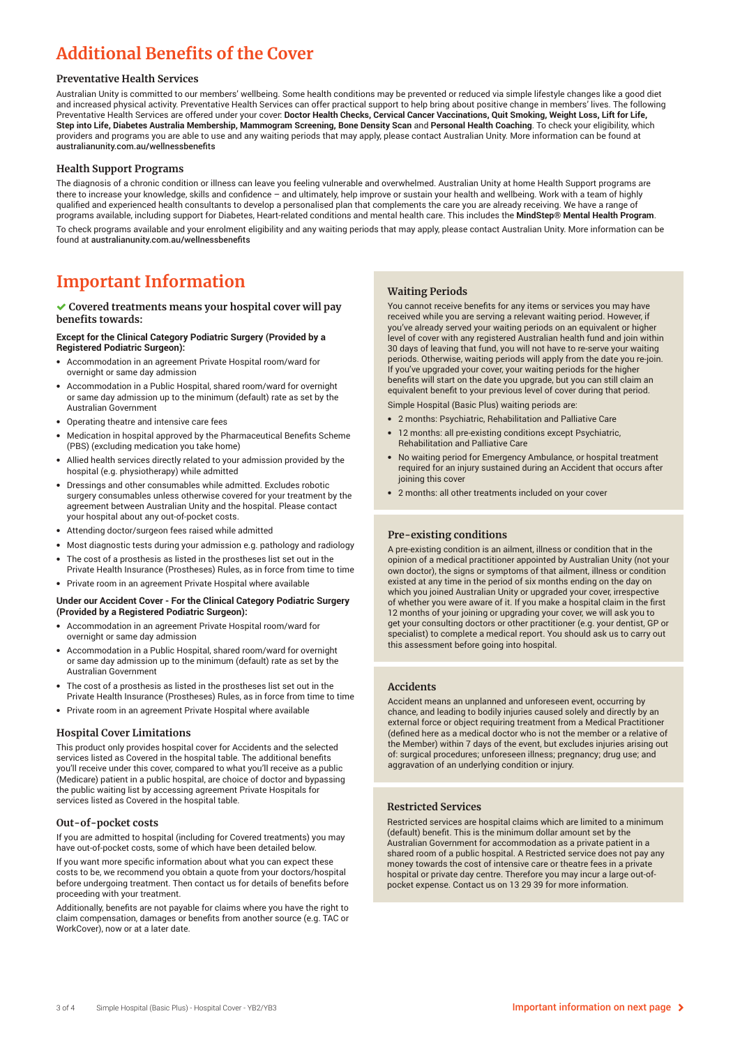# Additional Benefits of the Cover

### Preventative Health Services

Australian Unity is committed to our members' wellbeing. Some health conditions may be prevented or reduced via simple lifestyle changes like a good diet and increased physical activity. Preventative Health Services can offer practical support to help bring about positive change in members' lives. The following Preventative Health Services are offered under your cover: **Doctor Health Checks, Cervical Cancer Vaccinations, Quit Smoking, Weight Loss, Lift for Life, Step into Life, Diabetes Australia Membership, Mammogram Screening, Bone Density Scan** and **Personal Health Coaching**. To check your eligibility, which providers and programs you are able to use and any waiting periods that may apply, please contact Australian Unity. More information can be found at australianunity.com.au/wellnessbenefits

### Health Support Programs

The diagnosis of a chronic condition or illness can leave you feeling vulnerable and overwhelmed. Australian Unity at home Health Support programs are there to increase your knowledge, skills and confidence – and ultimately, help improve or sustain your health and wellbeing. Work with a team of highly qualified and experienced health consultants to develop a personalised plan that complements the care you are already receiving. We have a range of programs available, including support for Diabetes, Heart-related conditions and mental health care. This includes the **MindStep® Mental Health Program**.

To check programs available and your enrolment eligibility and any waiting periods that may apply, please contact Australian Unity. More information can be found at australianunity.com.au/wellnessbenefits

# Important Information

### ✔ Covered treatments means your hospital cover will pay benefits towards:

**Except for the Clinical Category Podiatric Surgery (Provided by a Registered Podiatric Surgeon):**

- Accommodation in an agreement Private Hospital room/ward for overnight or same day admission
- Accommodation in a Public Hospital, shared room/ward for overnight or same day admission up to the minimum (default) rate as set by the Australian Government
- Operating theatre and intensive care fees
- Medication in hospital approved by the Pharmaceutical Benefits Scheme (PBS) (excluding medication you take home)
- Allied health services directly related to your admission provided by the hospital (e.g. physiotherapy) while admitted
- Dressings and other consumables while admitted. Excludes robotic surgery consumables unless otherwise covered for your treatment by the agreement between Australian Unity and the hospital. Please contact your hospital about any out-of-pocket costs.
- Attending doctor/surgeon fees raised while admitted
- Most diagnostic tests during your admission e.g. pathology and radiology
- The cost of a prosthesis as listed in the prostheses list set out in the Private Health Insurance (Prostheses) Rules, as in force from time to time
- Private room in an agreement Private Hospital where available

**Under our Accident Cover - For the Clinical Category Podiatric Surgery (Provided by a Registered Podiatric Surgeon):**

- Accommodation in an agreement Private Hospital room/ward for overnight or same day admission
- Accommodation in a Public Hospital, shared room/ward for overnight or same day admission up to the minimum (default) rate as set by the Australian Government
- The cost of a prosthesis as listed in the prostheses list set out in the Private Health Insurance (Prostheses) Rules, as in force from time to time
- Private room in an agreement Private Hospital where available

### Hospital Cover Limitations

This product only provides hospital cover for Accidents and the selected services listed as Covered in the hospital table. The additional benefits you'll receive under this cover, compared to what you'll receive as a public (Medicare) patient in a public hospital, are choice of doctor and bypassing the public waiting list by accessing agreement Private Hospitals for services listed as Covered in the hospital table.

### Out-of-pocket costs

If you are admitted to hospital (including for Covered treatments) you may have out-of-pocket costs, some of which have been detailed below.

If you want more specific information about what you can expect these costs to be, we recommend you obtain a quote from your doctors/hospital before undergoing treatment. Then contact us for details of benefits before proceeding with your treatment.

Additionally, benefits are not payable for claims where you have the right to claim compensation, damages or benefits from another source (e.g. TAC or WorkCover), now or at a later date.

### Waiting Periods

You cannot receive benefits for any items or services you may have received while you are serving a relevant waiting period. However, if you've already served your waiting periods on an equivalent or higher level of cover with any registered Australian health fund and join within 30 days of leaving that fund, you will not have to re-serve your waiting periods. Otherwise, waiting periods will apply from the date you re-join. If you've upgraded your cover, your waiting periods for the higher benefits will start on the date you upgrade, but you can still claim an equivalent benefit to your previous level of cover during that period.

Simple Hospital (Basic Plus) waiting periods are:

- 2 months: Psychiatric, Rehabilitation and Palliative Care
- 12 months: all pre-existing conditions except Psychiatric, Rehabilitation and Palliative Care
- No waiting period for Emergency Ambulance, or hospital treatment required for an injury sustained during an Accident that occurs after joining this cover
- 2 months: all other treatments included on your cover

### Pre-existing conditions

A pre-existing condition is an ailment, illness or condition that in the opinion of a medical practitioner appointed by Australian Unity (not your own doctor), the signs or symptoms of that ailment, illness or condition existed at any time in the period of six months ending on the day on which you joined Australian Unity or upgraded your cover, irrespective of whether you were aware of it. If you make a hospital claim in the first 12 months of your joining or upgrading your cover, we will ask you to get your consulting doctors or other practitioner (e.g. your dentist, GP or specialist) to complete a medical report. You should ask us to carry out this assessment before going into hospital.

### Accidents

Accident means an unplanned and unforeseen event, occurring by chance, and leading to bodily injuries caused solely and directly by an external force or object requiring treatment from a Medical Practitioner (defined here as a medical doctor who is not the member or a relative of the Member) within 7 days of the event, but excludes injuries arising out of: surgical procedures; unforeseen illness; pregnancy; drug use; and aggravation of an underlying condition or injury.

### Restricted Services

Restricted services are hospital claims which are limited to a minimum (default) benefit. This is the minimum dollar amount set by the Australian Government for accommodation as a private patient in a shared room of a public hospital. A Restricted service does not pay any money towards the cost of intensive care or theatre fees in a private hospital or private day centre. Therefore you may incur a large out-of-pocket expense. Contact us on 13 29 39 for more information.

Important information on next page ›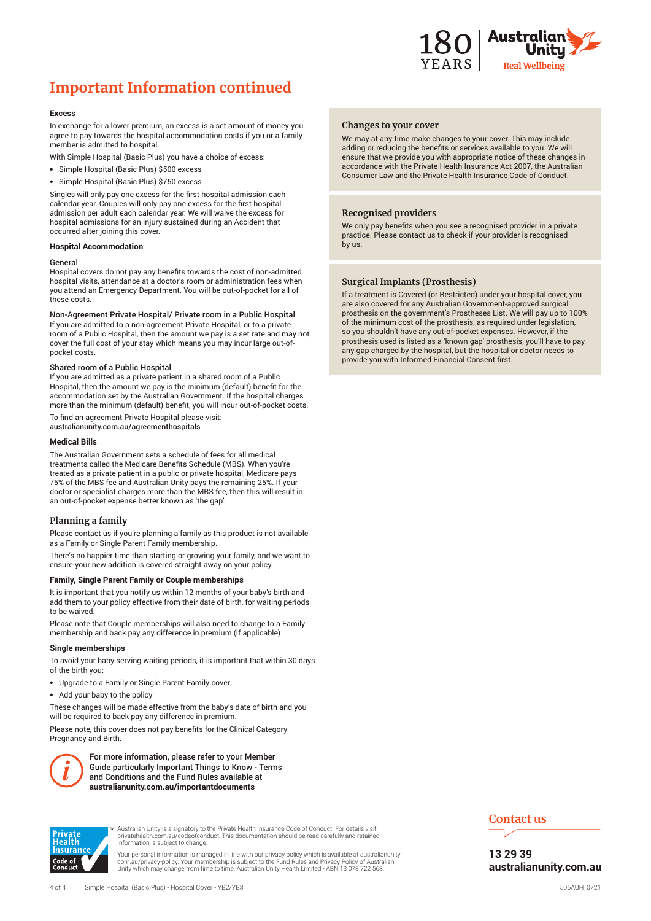# Important Information continued

### Excess

In exchange for a lower premium, an excess is a set amount of money you agree to pay towards the hospital accommodation costs if you or a family member is admitted to hospital.

With Simple Hospital (Basic Plus) you have a choice of excess:

- Simple Hospital (Basic Plus) $500 excess
- Simple Hospital (Basic Plus) $750 excess

Singles will only pay one excess for the first hospital admission each calendar year. Couples will only pay one excess for the first hospital admission per adult each calendar year. We will waive the excess for hospital admissions for an injury sustained during an Accident that occurred after joining this cover.

### Hospital Accommodation

**General**

Hospital covers do not pay any benefits towards the cost of non-admitted hospital visits, attendance at a doctor's room or administration fees when you attend an Emergency Department. You will be out-of-pocket for all of these costs.

**Non-Agreement Private Hospital/ Private room in a Public Hospital**

If you are admitted to a non-agreement Private Hospital, or to a private room of a Public Hospital, then the amount we pay is a set rate and may not cover the full cost of your stay which means you may incur large out-of-pocket costs.

**Shared room of a Public Hospital**

If you are admitted as a private patient in a shared room of a Public Hospital, then the amount we pay is the minimum (default) benefit for the accommodation set by the Australian Government. If the hospital charges more than the minimum (default) benefit, you will incur out-of-pocket costs.

To find an agreement Private Hospital please visit: australianunity.com.au/agreementhospitals

### Medical Bills

The Australian Government sets a schedule of fees for all medical treatments called the Medicare Benefits Schedule (MBS). When you're treated as a private patient in a public or private hospital, Medicare pays 75% of the MBS fee and Australian Unity pays the remaining 25%. If your doctor or specialist charges more than the MBS fee, then this will result in an out-of-pocket expense better known as 'the gap'.

## Planning a family

Please contact us if you're planning a family as this product is not available as a Family or Single Parent Family membership.

There's no happier time than starting or growing your family, and we want to ensure your new addition is covered straight away on your policy.

### Family, Single Parent Family or Couple memberships

It is important that you notify us within 12 months of your baby's birth and add them to your policy effective from their date of birth, for waiting periods to be waived.

Please note that Couple memberships will also need to change to a Family membership and back pay any difference in premium (if applicable)

### Single memberships

To avoid your baby serving waiting periods, it is important that within 30 days of the birth you:

- Upgrade to a Family or Single Parent Family cover;
- Add your baby to the policy

These changes will be made effective from the baby's date of birth and you will be required to back pay any difference in premium.

Please note, this cover does not pay benefits for the Clinical Category Pregnancy and Birth.

**For more information, please refer to your Member Guide particularly Important Things to Know - Terms and Conditions and the Fund Rules available at australianunity.com.au/importantdocuments**

## Changes to your cover

We may at any time make changes to your cover. This may include adding or reducing the benefits or services available to you. We will ensure that we provide you with appropriate notice of these changes in accordance with the Private Health Insurance Act 2007, the Australian Consumer Law and the Private Health Insurance Code of Conduct.

## Recognised providers

We only pay benefits when you see a recognised provider in a private practice. Please contact us to check if your provider is recognised by us.

## Surgical Implants (Prosthesis)

If a treatment is Covered (or Restricted) under your hospital cover, you are also covered for any Australian Government-approved surgical prosthesis on the government's Prostheses List. We will pay up to 100% of the minimum cost of the prosthesis, as required under legislation, so you shouldn't have any out-of-pocket expenses. However, if the prosthesis used is listed as a 'known gap' prosthesis, you'll have to pay any gap charged by the hospital, but the hospital or doctor needs to provide you with Informed Financial Consent first.

™ Australian Unity is a signatory to the Private Health Insurance Code of Conduct. For details visit privatehealth.com.au/codeofconduct. This documentation should be read carefully and retained. Information is subject to change.

Your personal information is managed in line with our privacy policy which is available at australianunity.com.au/privacy-policy. Your membership is subject to the Fund Rules and Privacy Policy of Australian Unity which may change from time to time. Australian Unity Health Limited - ABN 13 078 722 568.

## Contact us

**13 29 39**
**australianunity.com.au**

Simple Hospital (Basic Plus) - Hospital Cover - YB2/YB3

505AUH_0721